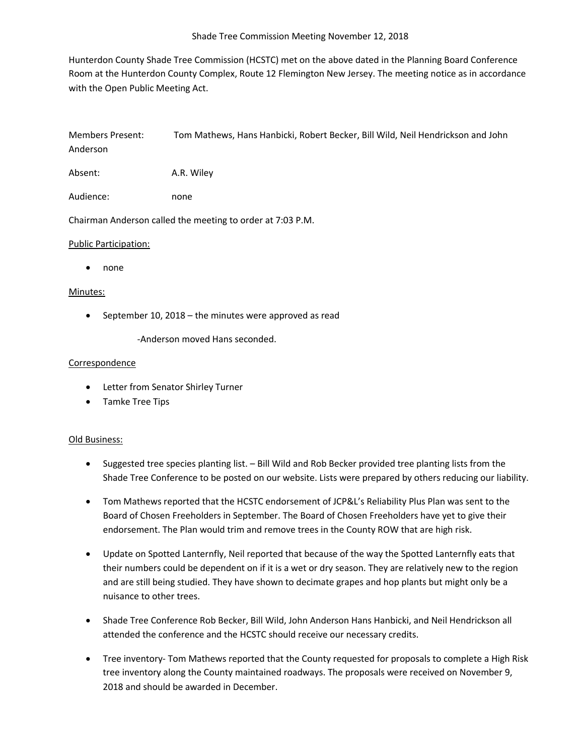# Shade Tree Commission Meeting November 12, 2018

Hunterdon County Shade Tree Commission (HCSTC) met on the above dated in the Planning Board Conference Room at the Hunterdon County Complex, Route 12 Flemington New Jersey. The meeting notice as in accordance with the Open Public Meeting Act.

Members Present: Tom Mathews, Hans Hanbicki, Robert Becker, Bill Wild, Neil Hendrickson and John Anderson

Absent: A.R. Wiley

Audience: none

Chairman Anderson called the meeting to order at 7:03 P.M.

Public Participation:

- none

Minutes:

- September 10, 2018 – the minutes were approved as read

  -Anderson moved Hans seconded.

Correspondence

- Letter from Senator Shirley Turner
- Tamke Tree Tips

Old Business:

- Suggested tree species planting list. – Bill Wild and Rob Becker provided tree planting lists from the Shade Tree Conference to be posted on our website. Lists were prepared by others reducing our liability.
- Tom Mathews reported that the HCSTC endorsement of JCP&L's Reliability Plus Plan was sent to the Board of Chosen Freeholders in September. The Board of Chosen Freeholders have yet to give their endorsement. The Plan would trim and remove trees in the County ROW that are high risk.
- Update on Spotted Lanternfly, Neil reported that because of the way the Spotted Lanternfly eats that their numbers could be dependent on if it is a wet or dry season. They are relatively new to the region and are still being studied. They have shown to decimate grapes and hop plants but might only be a nuisance to other trees.
- Shade Tree Conference Rob Becker, Bill Wild, John Anderson Hans Hanbicki, and Neil Hendrickson all attended the conference and the HCSTC should receive our necessary credits.
- Tree inventory- Tom Mathews reported that the County requested for proposals to complete a High Risk tree inventory along the County maintained roadways. The proposals were received on November 9, 2018 and should be awarded in December.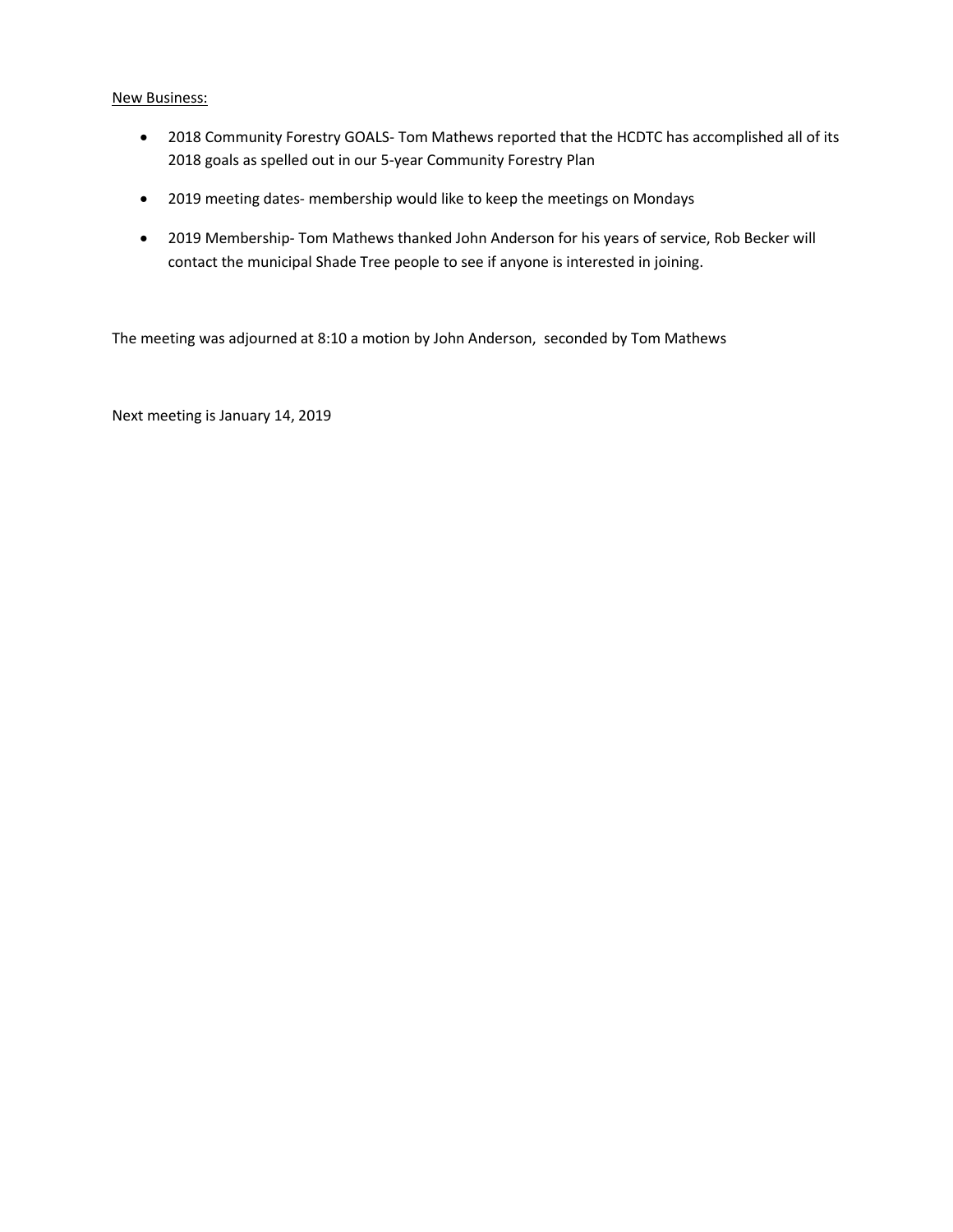New Business:

- 2018 Community Forestry GOALS- Tom Mathews reported that the HCDTC has accomplished all of its 2018 goals as spelled out in our 5-year Community Forestry Plan
- 2019 meeting dates- membership would like to keep the meetings on Mondays
- 2019 Membership- Tom Mathews thanked John Anderson for his years of service, Rob Becker will contact the municipal Shade Tree people to see if anyone is interested in joining.

The meeting was adjourned at 8:10 a motion by John Anderson, seconded by Tom Mathews

Next meeting is January 14, 2019